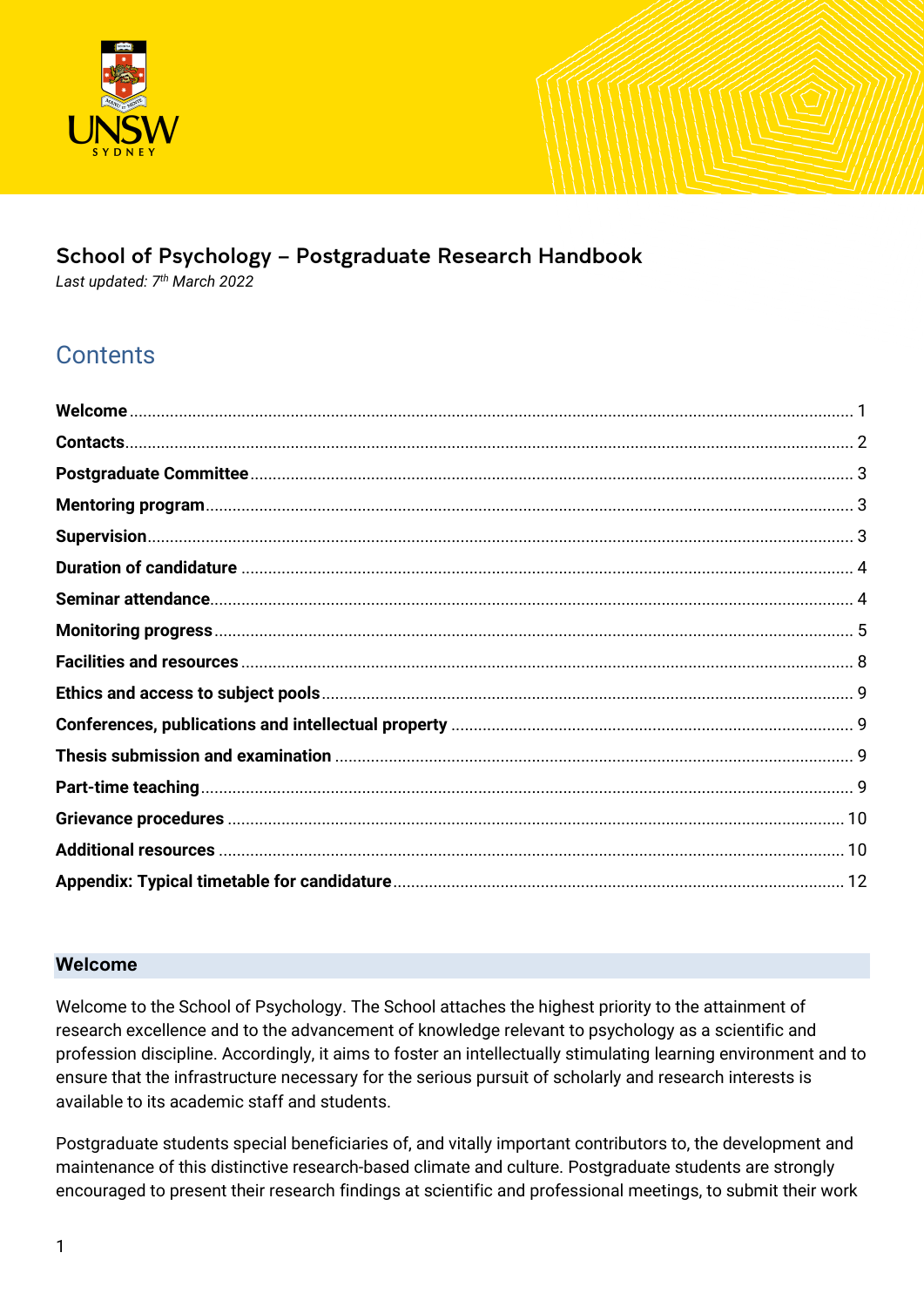# School of Psychology – Postgraduate Research Handbook

*Last updated: 7th March 2022*

## Contents

- **Welcome** ... 1
- **Contacts** ... 2
- **Postgraduate Committee** ... 3
- **Mentoring program** ... 3
- **Supervision** ... 3
- **Duration of candidature** ... 4
- **Seminar attendance** ... 4
- **Monitoring progress** ... 5
- **Facilities and resources** ... 8
- **Ethics and access to subject pools** ... 9
- **Conferences, publications and intellectual property** ... 9
- **Thesis submission and examination** ... 9
- **Part-time teaching** ... 9
- **Grievance procedures** ... 10
- **Additional resources** ... 10
- **Appendix: Typical timetable for candidature** ... 12

## Welcome

Welcome to the School of Psychology. The School attaches the highest priority to the attainment of research excellence and to the advancement of knowledge relevant to psychology as a scientific and profession discipline. Accordingly, it aims to foster an intellectually stimulating learning environment and to ensure that the infrastructure necessary for the serious pursuit of scholarly and research interests is available to its academic staff and students.

Postgraduate students special beneficiaries of, and vitally important contributors to, the development and maintenance of this distinctive research-based climate and culture. Postgraduate students are strongly encouraged to present their research findings at scientific and professional meetings, to submit their work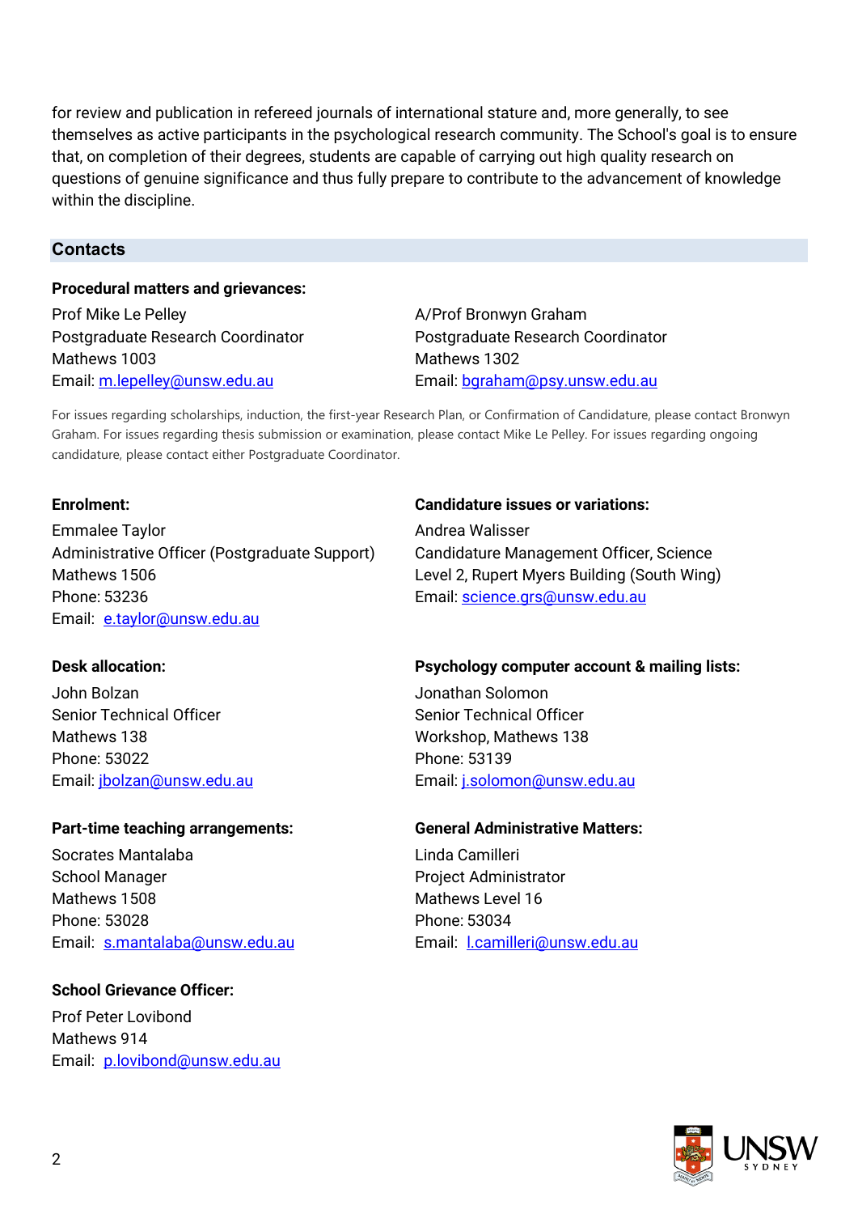for review and publication in refereed journals of international stature and, more generally, to see themselves as active participants in the psychological research community. The School's goal is to ensure that, on completion of their degrees, students are capable of carrying out high quality research on questions of genuine significance and thus fully prepare to contribute to the advancement of knowledge within the discipline.

## Contacts

**Procedural matters and grievances:**

Prof Mike Le Pelley
Postgraduate Research Coordinator
Mathews 1003
Email: m.lepelley@unsw.edu.au

A/Prof Bronwyn Graham
Postgraduate Research Coordinator
Mathews 1302
Email: bgraham@psy.unsw.edu.au

For issues regarding scholarships, induction, the first-year Research Plan, or Confirmation of Candidature, please contact Bronwyn Graham. For issues regarding thesis submission or examination, please contact Mike Le Pelley. For issues regarding ongoing candidature, please contact either Postgraduate Coordinator.

**Enrolment:**

Emmalee Taylor
Administrative Officer (Postgraduate Support)
Mathews 1506
Phone: 53236
Email: e.taylor@unsw.edu.au

**Candidature issues or variations:**

Andrea Walisser
Candidature Management Officer, Science
Level 2, Rupert Myers Building (South Wing)
Email: science.grs@unsw.edu.au

**Desk allocation:**

John Bolzan
Senior Technical Officer
Mathews 138
Phone: 53022
Email: jbolzan@unsw.edu.au

**Psychology computer account & mailing lists:**

Jonathan Solomon
Senior Technical Officer
Workshop, Mathews 138
Phone: 53139
Email: j.solomon@unsw.edu.au

**Part-time teaching arrangements:**

Socrates Mantalaba
School Manager
Mathews 1508
Phone: 53028
Email: s.mantalaba@unsw.edu.au

**General Administrative Matters:**

Linda Camilleri
Project Administrator
Mathews Level 16
Phone: 53034
Email: l.camilleri@unsw.edu.au

**School Grievance Officer:**

Prof Peter Lovibond
Mathews 914
Email: p.lovibond@unsw.edu.au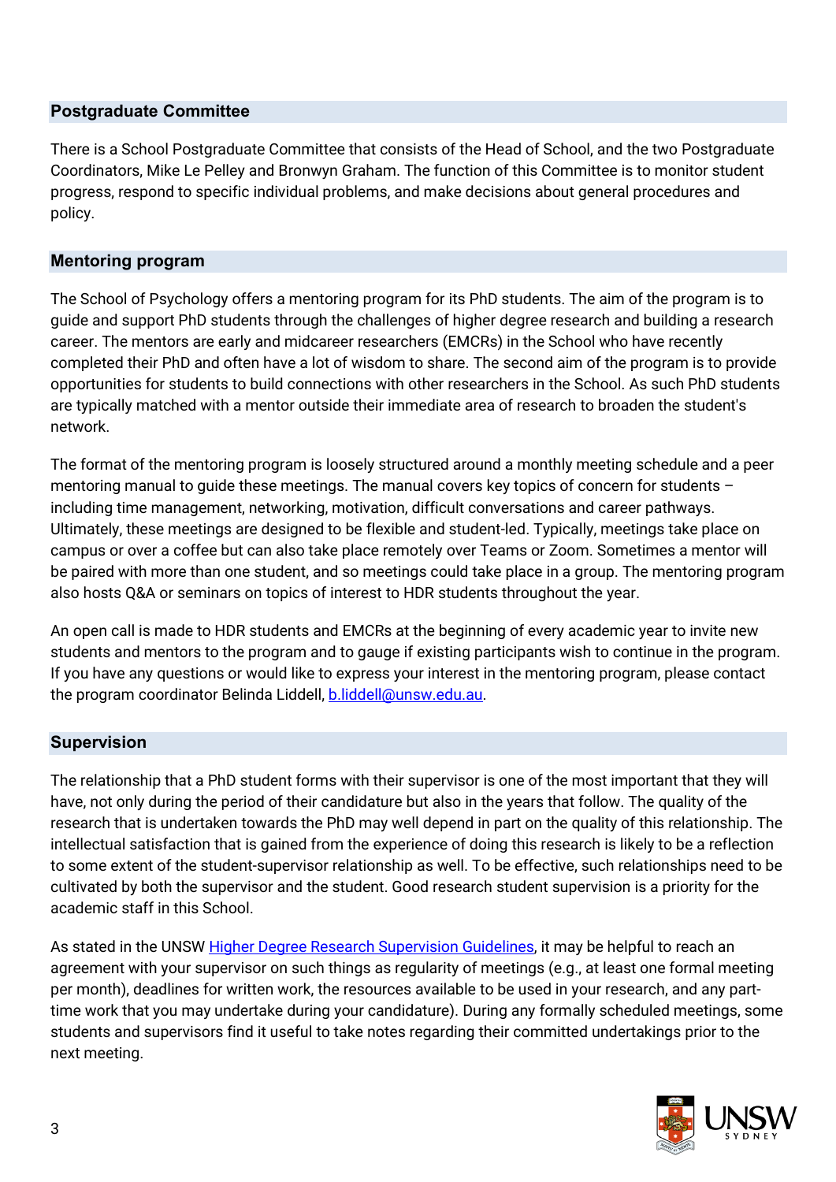## Postgraduate Committee

There is a School Postgraduate Committee that consists of the Head of School, and the two Postgraduate Coordinators, Mike Le Pelley and Bronwyn Graham. The function of this Committee is to monitor student progress, respond to specific individual problems, and make decisions about general procedures and policy.

## Mentoring program

The School of Psychology offers a mentoring program for its PhD students. The aim of the program is to guide and support PhD students through the challenges of higher degree research and building a research career. The mentors are early and midcareer researchers (EMCRs) in the School who have recently completed their PhD and often have a lot of wisdom to share. The second aim of the program is to provide opportunities for students to build connections with other researchers in the School. As such PhD students are typically matched with a mentor outside their immediate area of research to broaden the student's network.

The format of the mentoring program is loosely structured around a monthly meeting schedule and a peer mentoring manual to guide these meetings. The manual covers key topics of concern for students – including time management, networking, motivation, difficult conversations and career pathways. Ultimately, these meetings are designed to be flexible and student-led. Typically, meetings take place on campus or over a coffee but can also take place remotely over Teams or Zoom. Sometimes a mentor will be paired with more than one student, and so meetings could take place in a group. The mentoring program also hosts Q&A or seminars on topics of interest to HDR students throughout the year.

An open call is made to HDR students and EMCRs at the beginning of every academic year to invite new students and mentors to the program and to gauge if existing participants wish to continue in the program. If you have any questions or would like to express your interest in the mentoring program, please contact the program coordinator Belinda Liddell, [b.liddell@unsw.edu.au](mailto:b.liddell@unsw.edu.au).

## Supervision

The relationship that a PhD student forms with their supervisor is one of the most important that they will have, not only during the period of their candidature but also in the years that follow. The quality of the research that is undertaken towards the PhD may well depend in part on the quality of this relationship. The intellectual satisfaction that is gained from the experience of doing this research is likely to be a reflection to some extent of the student-supervisor relationship as well. To be effective, such relationships need to be cultivated by both the supervisor and the student. Good research student supervision is a priority for the academic staff in this School.

As stated in the UNSW Higher Degree Research Supervision Guidelines, it may be helpful to reach an agreement with your supervisor on such things as regularity of meetings (e.g., at least one formal meeting per month), deadlines for written work, the resources available to be used in your research, and any part-time work that you may undertake during your candidature). During any formally scheduled meetings, some students and supervisors find it useful to take notes regarding their committed undertakings prior to the next meeting.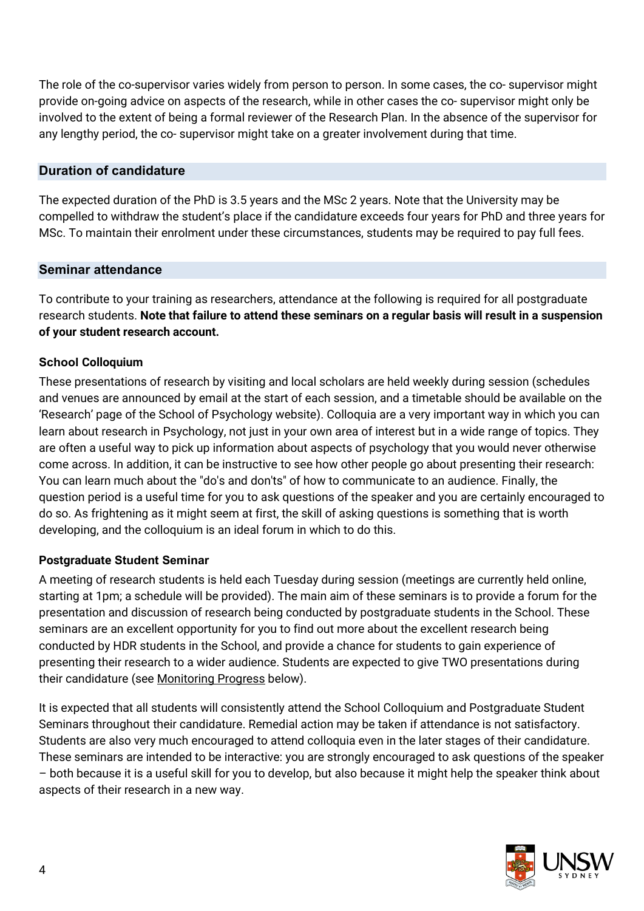The role of the co-supervisor varies widely from person to person. In some cases, the co- supervisor might provide on-going advice on aspects of the research, while in other cases the co- supervisor might only be involved to the extent of being a formal reviewer of the Research Plan. In the absence of the supervisor for any lengthy period, the co- supervisor might take on a greater involvement during that time.

## Duration of candidature

The expected duration of the PhD is 3.5 years and the MSc 2 years. Note that the University may be compelled to withdraw the student's place if the candidature exceeds four years for PhD and three years for MSc. To maintain their enrolment under these circumstances, students may be required to pay full fees.

## Seminar attendance

To contribute to your training as researchers, attendance at the following is required for all postgraduate research students. **Note that failure to attend these seminars on a regular basis will result in a suspension of your student research account.**

### School Colloquium

These presentations of research by visiting and local scholars are held weekly during session (schedules and venues are announced by email at the start of each session, and a timetable should be available on the 'Research' page of the School of Psychology website). Colloquia are a very important way in which you can learn about research in Psychology, not just in your own area of interest but in a wide range of topics. They are often a useful way to pick up information about aspects of psychology that you would never otherwise come across. In addition, it can be instructive to see how other people go about presenting their research: You can learn much about the "do's and don'ts" of how to communicate to an audience. Finally, the question period is a useful time for you to ask questions of the speaker and you are certainly encouraged to do so. As frightening as it might seem at first, the skill of asking questions is something that is worth developing, and the colloquium is an ideal forum in which to do this.

### Postgraduate Student Seminar

A meeting of research students is held each Tuesday during session (meetings are currently held online, starting at 1pm; a schedule will be provided). The main aim of these seminars is to provide a forum for the presentation and discussion of research being conducted by postgraduate students in the School. These seminars are an excellent opportunity for you to find out more about the excellent research being conducted by HDR students in the School, and provide a chance for students to gain experience of presenting their research to a wider audience. Students are expected to give TWO presentations during their candidature (see Monitoring Progress below).

It is expected that all students will consistently attend the School Colloquium and Postgraduate Student Seminars throughout their candidature. Remedial action may be taken if attendance is not satisfactory. Students are also very much encouraged to attend colloquia even in the later stages of their candidature. These seminars are intended to be interactive: you are strongly encouraged to ask questions of the speaker – both because it is a useful skill for you to develop, but also because it might help the speaker think about aspects of their research in a new way.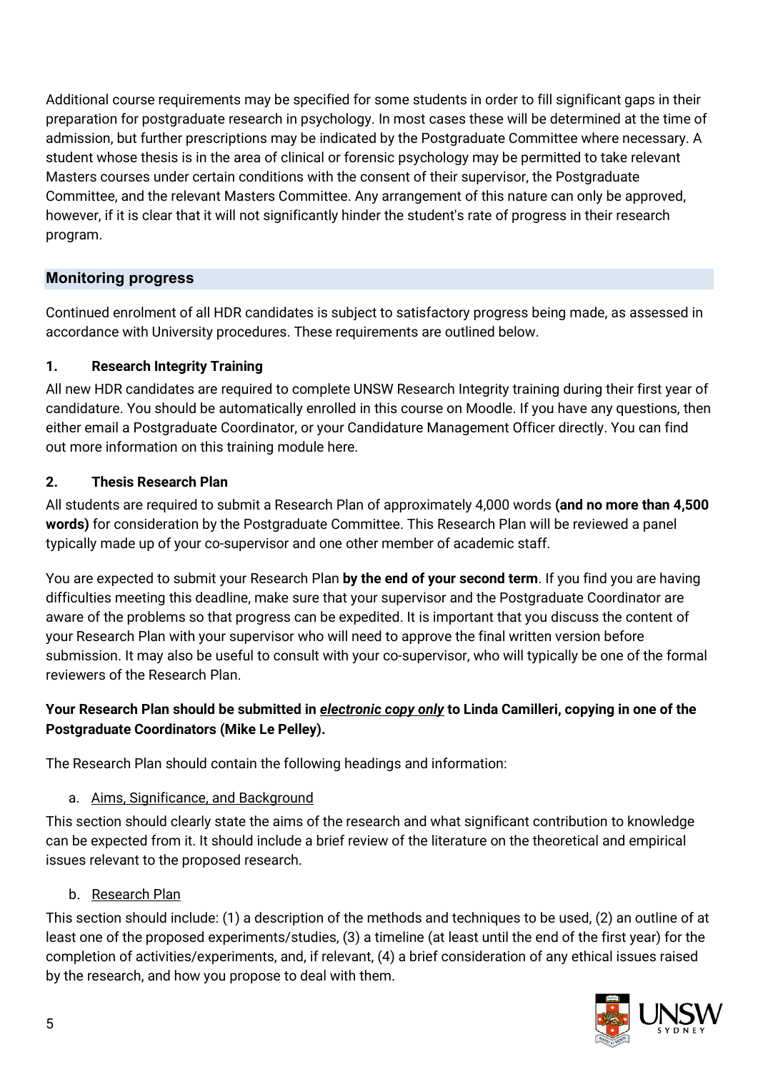Additional course requirements may be specified for some students in order to fill significant gaps in their preparation for postgraduate research in psychology. In most cases these will be determined at the time of admission, but further prescriptions may be indicated by the Postgraduate Committee where necessary. A student whose thesis is in the area of clinical or forensic psychology may be permitted to take relevant Masters courses under certain conditions with the consent of their supervisor, the Postgraduate Committee, and the relevant Masters Committee. Any arrangement of this nature can only be approved, however, if it is clear that it will not significantly hinder the student's rate of progress in their research program.

## Monitoring progress

Continued enrolment of all HDR candidates is subject to satisfactory progress being made, as assessed in accordance with University procedures. These requirements are outlined below.

### 1. Research Integrity Training

All new HDR candidates are required to complete UNSW Research Integrity training during their first year of candidature. You should be automatically enrolled in this course on Moodle. If you have any questions, then either email a Postgraduate Coordinator, or your Candidature Management Officer directly. You can find out more information on this training module here.

### 2. Thesis Research Plan

All students are required to submit a Research Plan of approximately 4,000 words **(and no more than 4,500 words)** for consideration by the Postgraduate Committee. This Research Plan will be reviewed a panel typically made up of your co-supervisor and one other member of academic staff.

You are expected to submit your Research Plan **by the end of your second term**. If you find you are having difficulties meeting this deadline, make sure that your supervisor and the Postgraduate Coordinator are aware of the problems so that progress can be expedited. It is important that you discuss the content of your Research Plan with your supervisor who will need to approve the final written version before submission. It may also be useful to consult with your co-supervisor, who will typically be one of the formal reviewers of the Research Plan.

**Your Research Plan should be submitted in *electronic copy only* to Linda Camilleri, copying in one of the Postgraduate Coordinators (Mike Le Pelley).**

The Research Plan should contain the following headings and information:

a. Aims, Significance, and Background

This section should clearly state the aims of the research and what significant contribution to knowledge can be expected from it. It should include a brief review of the literature on the theoretical and empirical issues relevant to the proposed research.

b. Research Plan

This section should include: (1) a description of the methods and techniques to be used, (2) an outline of at least one of the proposed experiments/studies, (3) a timeline (at least until the end of the first year) for the completion of activities/experiments, and, if relevant, (4) a brief consideration of any ethical issues raised by the research, and how you propose to deal with them.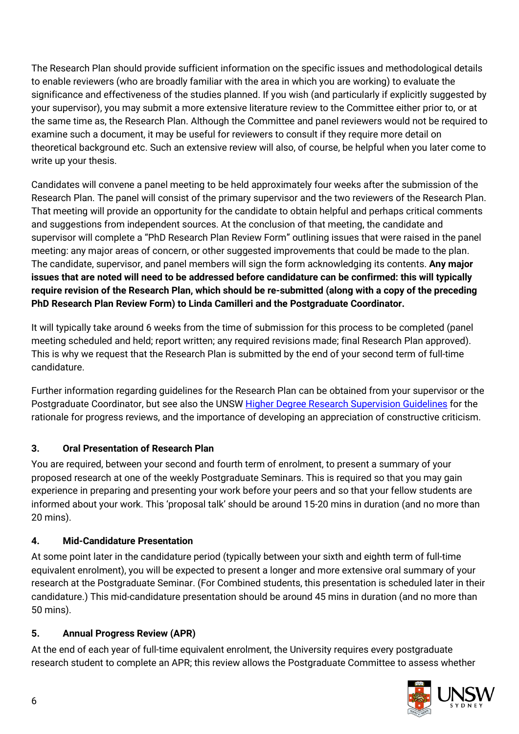The Research Plan should provide sufficient information on the specific issues and methodological details to enable reviewers (who are broadly familiar with the area in which you are working) to evaluate the significance and effectiveness of the studies planned. If you wish (and particularly if explicitly suggested by your supervisor), you may submit a more extensive literature review to the Committee either prior to, or at the same time as, the Research Plan. Although the Committee and panel reviewers would not be required to examine such a document, it may be useful for reviewers to consult if they require more detail on theoretical background etc. Such an extensive review will also, of course, be helpful when you later come to write up your thesis.

Candidates will convene a panel meeting to be held approximately four weeks after the submission of the Research Plan. The panel will consist of the primary supervisor and the two reviewers of the Research Plan. That meeting will provide an opportunity for the candidate to obtain helpful and perhaps critical comments and suggestions from independent sources. At the conclusion of that meeting, the candidate and supervisor will complete a "PhD Research Plan Review Form" outlining issues that were raised in the panel meeting: any major areas of concern, or other suggested improvements that could be made to the plan. The candidate, supervisor, and panel members will sign the form acknowledging its contents. **Any major issues that are noted will need to be addressed before candidature can be confirmed: this will typically require revision of the Research Plan, which should be re-submitted (along with a copy of the preceding PhD Research Plan Review Form) to Linda Camilleri and the Postgraduate Coordinator.**

It will typically take around 6 weeks from the time of submission for this process to be completed (panel meeting scheduled and held; report written; any required revisions made; final Research Plan approved). This is why we request that the Research Plan is submitted by the end of your second term of full-time candidature.

Further information regarding guidelines for the Research Plan can be obtained from your supervisor or the Postgraduate Coordinator, but see also the UNSW Higher Degree Research Supervision Guidelines for the rationale for progress reviews, and the importance of developing an appreciation of constructive criticism.

### 3. Oral Presentation of Research Plan

You are required, between your second and fourth term of enrolment, to present a summary of your proposed research at one of the weekly Postgraduate Seminars. This is required so that you may gain experience in preparing and presenting your work before your peers and so that your fellow students are informed about your work. This 'proposal talk' should be around 15-20 mins in duration (and no more than 20 mins).

### 4. Mid-Candidature Presentation

At some point later in the candidature period (typically between your sixth and eighth term of full-time equivalent enrolment), you will be expected to present a longer and more extensive oral summary of your research at the Postgraduate Seminar. (For Combined students, this presentation is scheduled later in their candidature.) This mid-candidature presentation should be around 45 mins in duration (and no more than 50 mins).

### 5. Annual Progress Review (APR)

At the end of each year of full-time equivalent enrolment, the University requires every postgraduate research student to complete an APR; this review allows the Postgraduate Committee to assess whether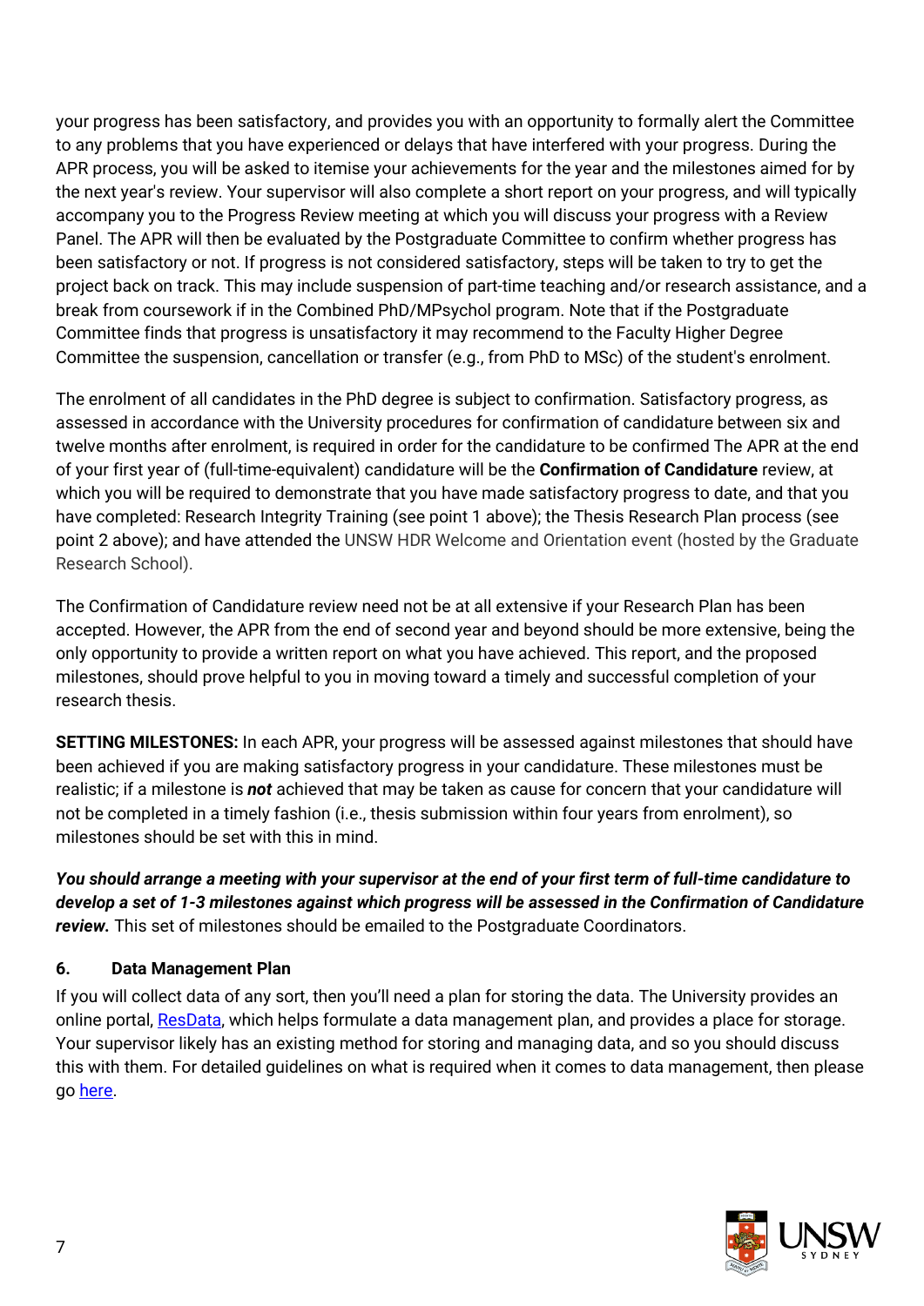your progress has been satisfactory, and provides you with an opportunity to formally alert the Committee to any problems that you have experienced or delays that have interfered with your progress. During the APR process, you will be asked to itemise your achievements for the year and the milestones aimed for by the next year's review. Your supervisor will also complete a short report on your progress, and will typically accompany you to the Progress Review meeting at which you will discuss your progress with a Review Panel. The APR will then be evaluated by the Postgraduate Committee to confirm whether progress has been satisfactory or not. If progress is not considered satisfactory, steps will be taken to try to get the project back on track. This may include suspension of part-time teaching and/or research assistance, and a break from coursework if in the Combined PhD/MPsychol program. Note that if the Postgraduate Committee finds that progress is unsatisfactory it may recommend to the Faculty Higher Degree Committee the suspension, cancellation or transfer (e.g., from PhD to MSc) of the student's enrolment.

The enrolment of all candidates in the PhD degree is subject to confirmation. Satisfactory progress, as assessed in accordance with the University procedures for confirmation of candidature between six and twelve months after enrolment, is required in order for the candidature to be confirmed The APR at the end of your first year of (full-time-equivalent) candidature will be the **Confirmation of Candidature** review, at which you will be required to demonstrate that you have made satisfactory progress to date, and that you have completed: Research Integrity Training (see point 1 above); the Thesis Research Plan process (see point 2 above); and have attended the UNSW HDR Welcome and Orientation event (hosted by the Graduate Research School).

The Confirmation of Candidature review need not be at all extensive if your Research Plan has been accepted. However, the APR from the end of second year and beyond should be more extensive, being the only opportunity to provide a written report on what you have achieved. This report, and the proposed milestones, should prove helpful to you in moving toward a timely and successful completion of your research thesis.

**SETTING MILESTONES:** In each APR, your progress will be assessed against milestones that should have been achieved if you are making satisfactory progress in your candidature. These milestones must be realistic; if a milestone is ***not*** achieved that may be taken as cause for concern that your candidature will not be completed in a timely fashion (i.e., thesis submission within four years from enrolment), so milestones should be set with this in mind.

***You should arrange a meeting with your supervisor at the end of your first term of full-time candidature to develop a set of 1-3 milestones against which progress will be assessed in the Confirmation of Candidature review.*** This set of milestones should be emailed to the Postgraduate Coordinators.

### 6. Data Management Plan

If you will collect data of any sort, then you'll need a plan for storing the data. The University provides an online portal, [ResData](), which helps formulate a data management plan, and provides a place for storage. Your supervisor likely has an existing method for storing and managing data, and so you should discuss this with them. For detailed guidelines on what is required when it comes to data management, then please go [here]().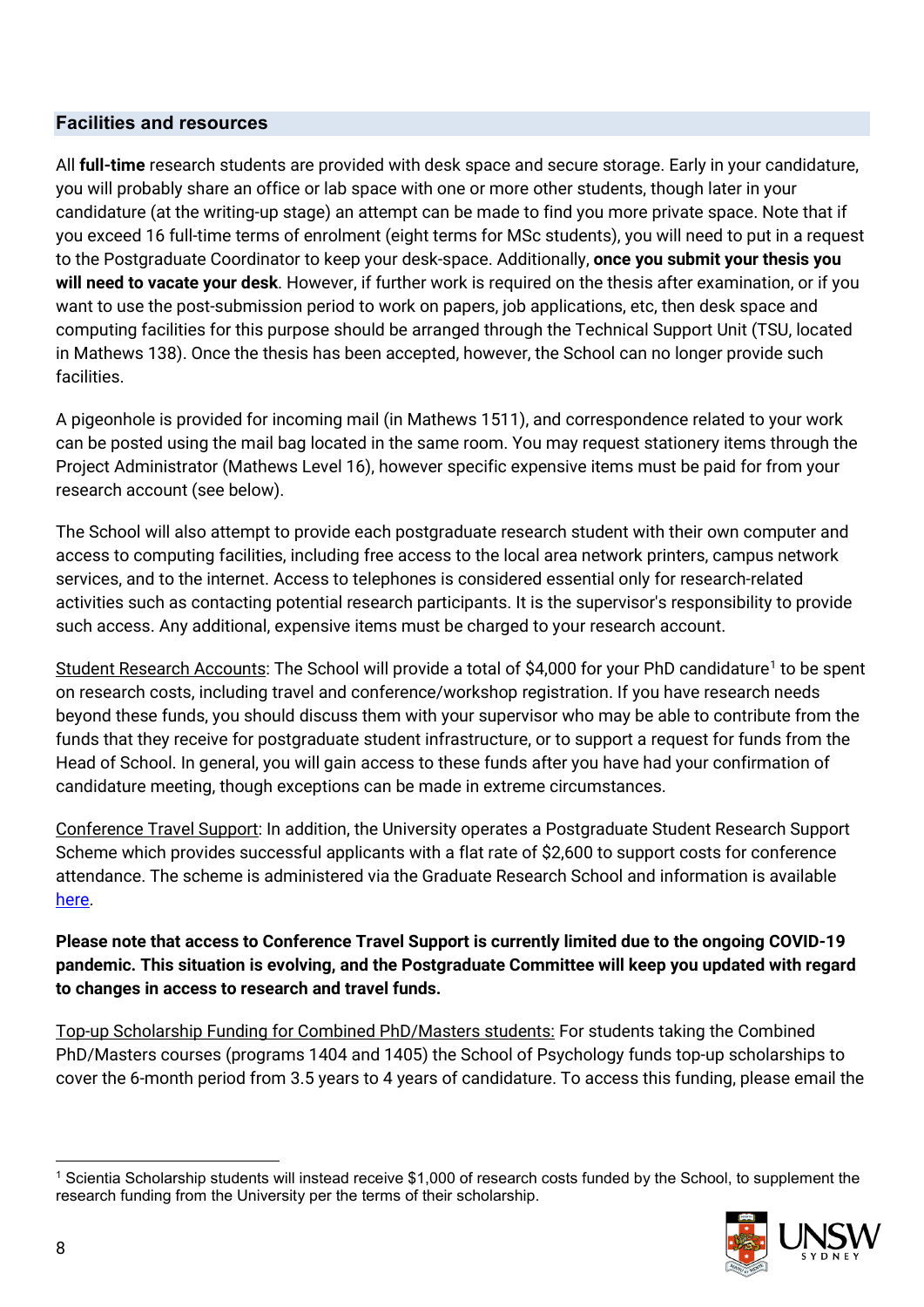## Facilities and resources

All **full-time** research students are provided with desk space and secure storage. Early in your candidature, you will probably share an office or lab space with one or more other students, though later in your candidature (at the writing-up stage) an attempt can be made to find you more private space. Note that if you exceed 16 full-time terms of enrolment (eight terms for MSc students), you will need to put in a request to the Postgraduate Coordinator to keep your desk-space. Additionally, **once you submit your thesis you will need to vacate your desk**. However, if further work is required on the thesis after examination, or if you want to use the post-submission period to work on papers, job applications, etc, then desk space and computing facilities for this purpose should be arranged through the Technical Support Unit (TSU, located in Mathews 138). Once the thesis has been accepted, however, the School can no longer provide such facilities.

A pigeonhole is provided for incoming mail (in Mathews 1511), and correspondence related to your work can be posted using the mail bag located in the same room. You may request stationery items through the Project Administrator (Mathews Level 16), however specific expensive items must be paid for from your research account (see below).

The School will also attempt to provide each postgraduate research student with their own computer and access to computing facilities, including free access to the local area network printers, campus network services, and to the internet. Access to telephones is considered essential only for research-related activities such as contacting potential research participants. It is the supervisor's responsibility to provide such access. Any additional, expensive items must be charged to your research account.

Student Research Accounts: The School will provide a total of $4,000 for your PhD candidature[1] to be spent on research costs, including travel and conference/workshop registration. If you have research needs beyond these funds, you should discuss them with your supervisor who may be able to contribute from the funds that they receive for postgraduate student infrastructure, or to support a request for funds from the Head of School. In general, you will gain access to these funds after you have had your confirmation of candidature meeting, though exceptions can be made in extreme circumstances.

Conference Travel Support: In addition, the University operates a Postgraduate Student Research Support Scheme which provides successful applicants with a flat rate of $2,600 to support costs for conference attendance. The scheme is administered via the Graduate Research School and information is available here.

**Please note that access to Conference Travel Support is currently limited due to the ongoing COVID-19 pandemic. This situation is evolving, and the Postgraduate Committee will keep you updated with regard to changes in access to research and travel funds.**

Top-up Scholarship Funding for Combined PhD/Masters students: For students taking the Combined PhD/Masters courses (programs 1404 and 1405) the School of Psychology funds top-up scholarships to cover the 6-month period from 3.5 years to 4 years of candidature. To access this funding, please email the

[1] Scientia Scholarship students will instead receive $1,000 of research costs funded by the School, to supplement the research funding from the University per the terms of their scholarship.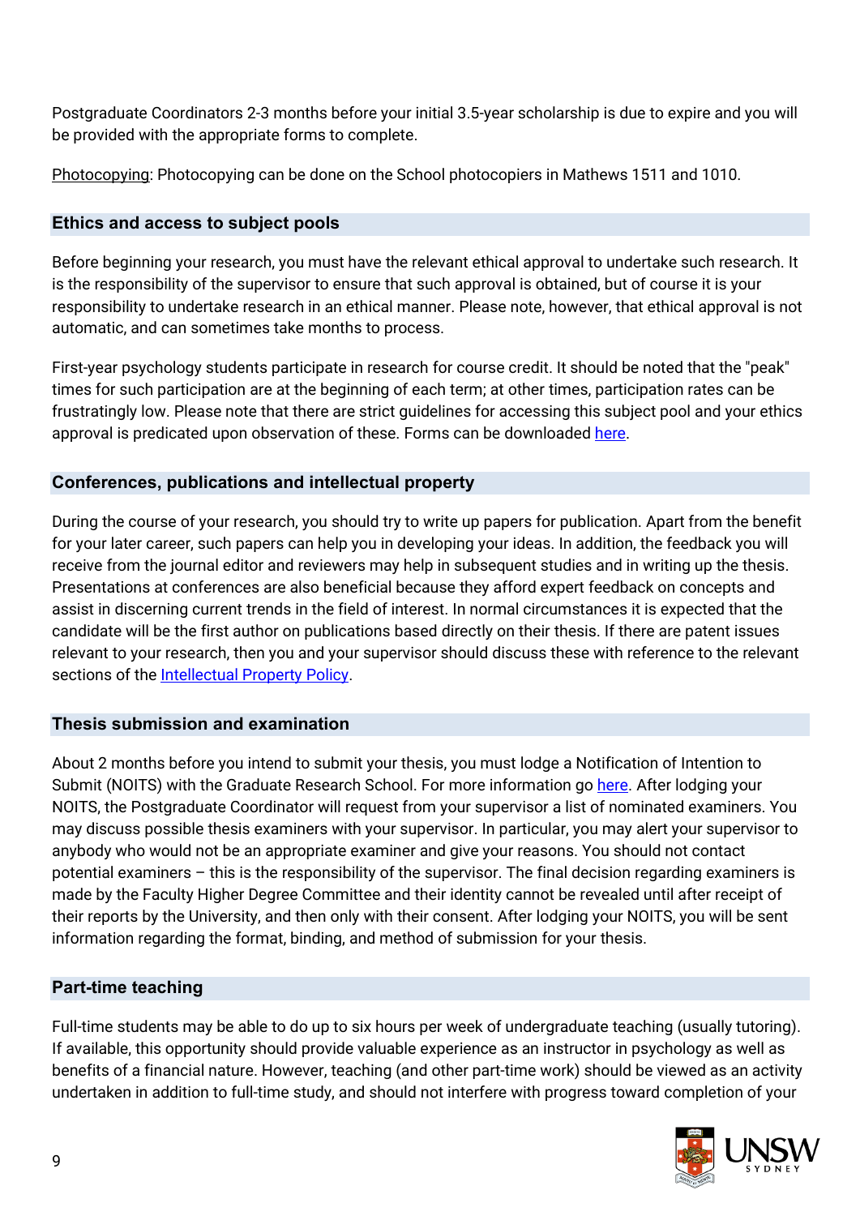Postgraduate Coordinators 2-3 months before your initial 3.5-year scholarship is due to expire and you will be provided with the appropriate forms to complete.

Photocopying: Photocopying can be done on the School photocopiers in Mathews 1511 and 1010.

## Ethics and access to subject pools

Before beginning your research, you must have the relevant ethical approval to undertake such research. It is the responsibility of the supervisor to ensure that such approval is obtained, but of course it is your responsibility to undertake research in an ethical manner. Please note, however, that ethical approval is not automatic, and can sometimes take months to process.

First-year psychology students participate in research for course credit. It should be noted that the "peak" times for such participation are at the beginning of each term; at other times, participation rates can be frustratingly low. Please note that there are strict guidelines for accessing this subject pool and your ethics approval is predicated upon observation of these. Forms can be downloaded here.

## Conferences, publications and intellectual property

During the course of your research, you should try to write up papers for publication. Apart from the benefit for your later career, such papers can help you in developing your ideas. In addition, the feedback you will receive from the journal editor and reviewers may help in subsequent studies and in writing up the thesis. Presentations at conferences are also beneficial because they afford expert feedback on concepts and assist in discerning current trends in the field of interest. In normal circumstances it is expected that the candidate will be the first author on publications based directly on their thesis. If there are patent issues relevant to your research, then you and your supervisor should discuss these with reference to the relevant sections of the Intellectual Property Policy.

## Thesis submission and examination

About 2 months before you intend to submit your thesis, you must lodge a Notification of Intention to Submit (NOITS) with the Graduate Research School. For more information go here. After lodging your NOITS, the Postgraduate Coordinator will request from your supervisor a list of nominated examiners. You may discuss possible thesis examiners with your supervisor. In particular, you may alert your supervisor to anybody who would not be an appropriate examiner and give your reasons. You should not contact potential examiners – this is the responsibility of the supervisor. The final decision regarding examiners is made by the Faculty Higher Degree Committee and their identity cannot be revealed until after receipt of their reports by the University, and then only with their consent. After lodging your NOITS, you will be sent information regarding the format, binding, and method of submission for your thesis.

## Part-time teaching

Full-time students may be able to do up to six hours per week of undergraduate teaching (usually tutoring). If available, this opportunity should provide valuable experience as an instructor in psychology as well as benefits of a financial nature. However, teaching (and other part-time work) should be viewed as an activity undertaken in addition to full-time study, and should not interfere with progress toward completion of your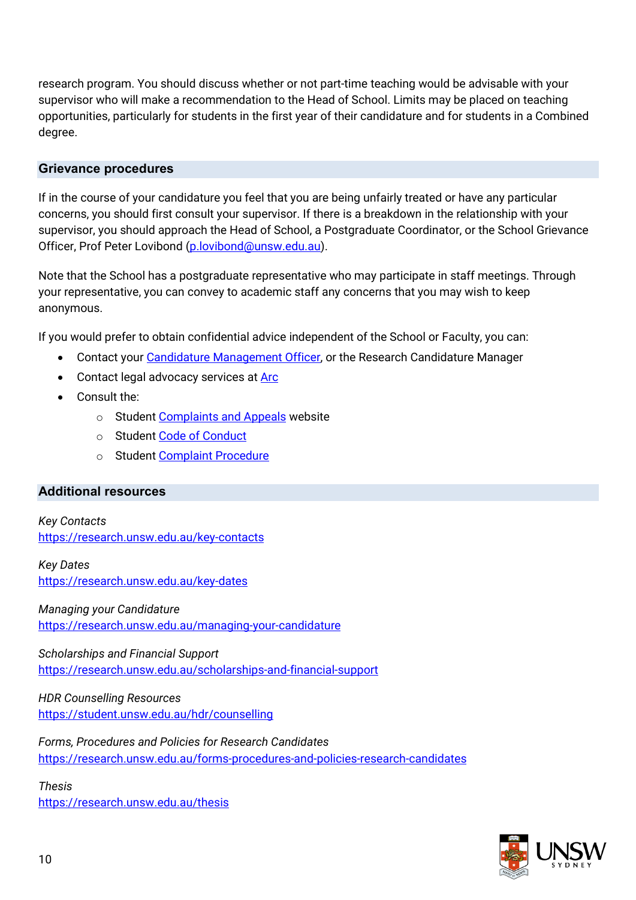research program. You should discuss whether or not part-time teaching would be advisable with your supervisor who will make a recommendation to the Head of School. Limits may be placed on teaching opportunities, particularly for students in the first year of their candidature and for students in a Combined degree.

## Grievance procedures

If in the course of your candidature you feel that you are being unfairly treated or have any particular concerns, you should first consult your supervisor. If there is a breakdown in the relationship with your supervisor, you should approach the Head of School, a Postgraduate Coordinator, or the School Grievance Officer, Prof Peter Lovibond (p.lovibond@unsw.edu.au).

Note that the School has a postgraduate representative who may participate in staff meetings. Through your representative, you can convey to academic staff any concerns that you may wish to keep anonymous.

If you would prefer to obtain confidential advice independent of the School or Faculty, you can:

- Contact your Candidature Management Officer, or the Research Candidature Manager
- Contact legal advocacy services at Arc
- Consult the:
  - Student Complaints and Appeals website
  - Student Code of Conduct
  - Student Complaint Procedure

## Additional resources

*Key Contacts*
https://research.unsw.edu.au/key-contacts

*Key Dates*
https://research.unsw.edu.au/key-dates

*Managing your Candidature*
https://research.unsw.edu.au/managing-your-candidature

*Scholarships and Financial Support*
https://research.unsw.edu.au/scholarships-and-financial-support

*HDR Counselling Resources*
https://student.unsw.edu.au/hdr/counselling

*Forms, Procedures and Policies for Research Candidates*
https://research.unsw.edu.au/forms-procedures-and-policies-research-candidates

*Thesis*
https://research.unsw.edu.au/thesis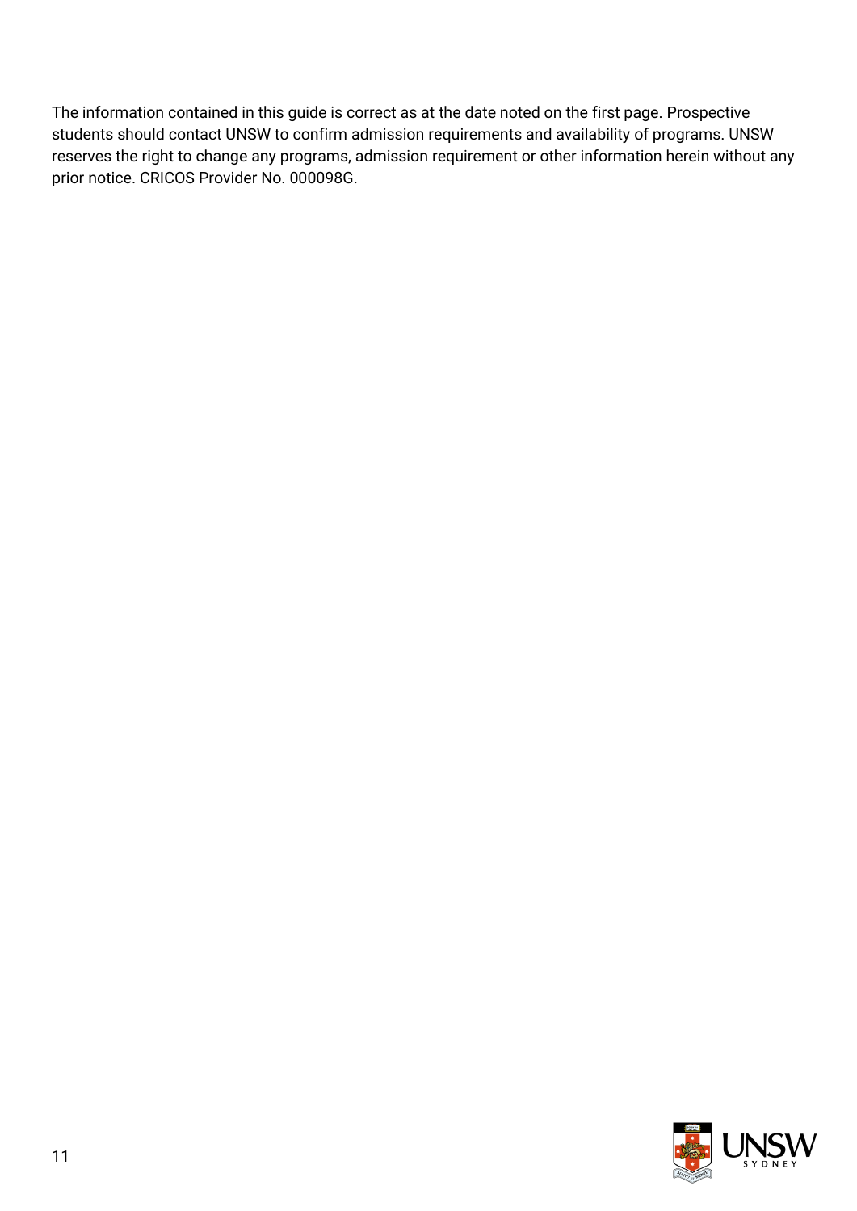The information contained in this guide is correct as at the date noted on the first page. Prospective students should contact UNSW to confirm admission requirements and availability of programs. UNSW reserves the right to change any programs, admission requirement or other information herein without any prior notice. CRICOS Provider No. 000098G.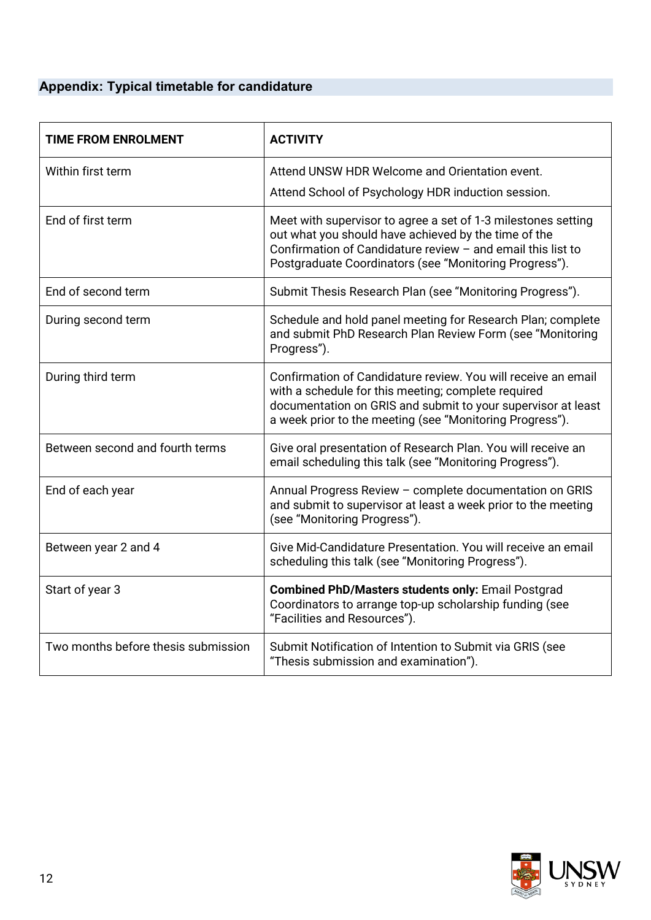## Appendix: Typical timetable for candidature

| TIME FROM ENROLMENT | ACTIVITY |
| --- | --- |
| Within first term | Attend UNSW HDR Welcome and Orientation event.<br>Attend School of Psychology HDR induction session. |
| End of first term | Meet with supervisor to agree a set of 1-3 milestones setting out what you should have achieved by the time of the Confirmation of Candidature review – and email this list to Postgraduate Coordinators (see "Monitoring Progress"). |
| End of second term | Submit Thesis Research Plan (see "Monitoring Progress"). |
| During second term | Schedule and hold panel meeting for Research Plan; complete and submit PhD Research Plan Review Form (see "Monitoring Progress"). |
| During third term | Confirmation of Candidature review. You will receive an email with a schedule for this meeting; complete required documentation on GRIS and submit to your supervisor at least a week prior to the meeting (see "Monitoring Progress"). |
| Between second and fourth terms | Give oral presentation of Research Plan. You will receive an email scheduling this talk (see "Monitoring Progress"). |
| End of each year | Annual Progress Review – complete documentation on GRIS and submit to supervisor at least a week prior to the meeting (see "Monitoring Progress"). |
| Between year 2 and 4 | Give Mid-Candidature Presentation. You will receive an email scheduling this talk (see "Monitoring Progress"). |
| Start of year 3 | **Combined PhD/Masters students only:** Email Postgrad Coordinators to arrange top-up scholarship funding (see "Facilities and Resources"). |
| Two months before thesis submission | Submit Notification of Intention to Submit via GRIS (see "Thesis submission and examination"). |